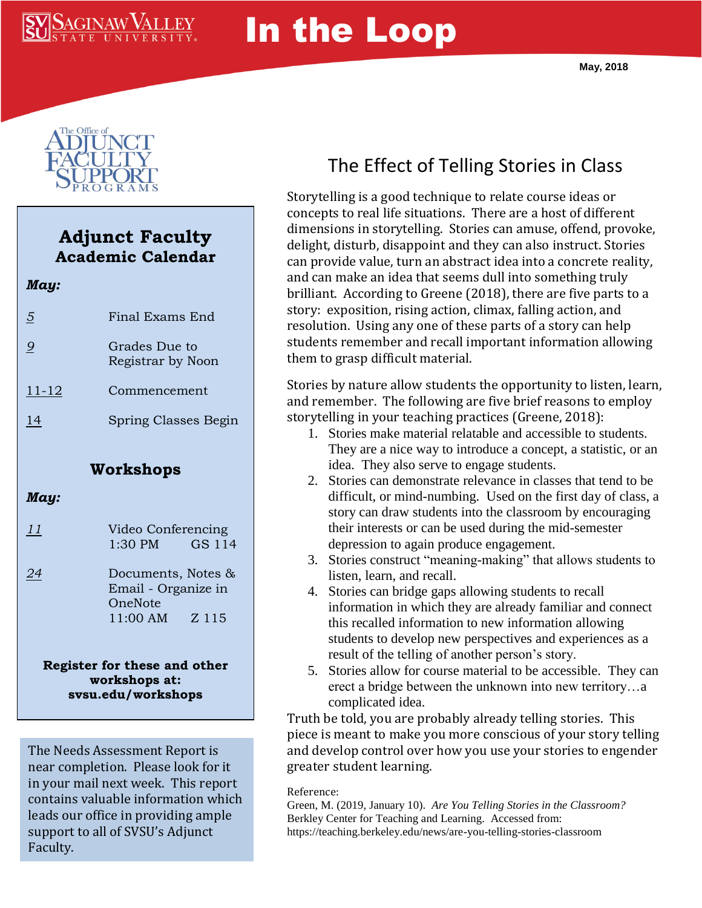Saginaw Valley State University

# In the Loop

May, 2018

The Office of Adjunct Faculty Support Programs

## Adjunct Faculty Academic Calendar

***May:***

| | |
|---|---|
| 5 | Final Exams End |
| 9 | Grades Due to Registrar by Noon |
| 11-12 | Commencement |
| 14 | Spring Classes Begin |

## Workshops

***May:***

| | |
|---|---|
| 11 | Video Conferencing 1:30 PM GS 114 |
| 24 | Documents, Notes & Email - Organize in OneNote 11:00 AM Z 115 |

**Register for these and other workshops at: svsu.edu/workshops**

The Needs Assessment Report is near completion. Please look for it in your mail next week. This report contains valuable information which leads our office in providing ample support to all of SVSU's Adjunct Faculty.

## The Effect of Telling Stories in Class

Storytelling is a good technique to relate course ideas or concepts to real life situations. There are a host of different dimensions in storytelling. Stories can amuse, offend, provoke, delight, disturb, disappoint and they can also instruct. Stories can provide value, turn an abstract idea into a concrete reality, and can make an idea that seems dull into something truly brilliant. According to Greene (2018), there are five parts to a story: exposition, rising action, climax, falling action, and resolution. Using any one of these parts of a story can help students remember and recall important information allowing them to grasp difficult material.

Stories by nature allow students the opportunity to listen, learn, and remember. The following are five brief reasons to employ storytelling in your teaching practices (Greene, 2018):

1. Stories make material relatable and accessible to students. They are a nice way to introduce a concept, a statistic, or an idea. They also serve to engage students.
2. Stories can demonstrate relevance in classes that tend to be difficult, or mind-numbing. Used on the first day of class, a story can draw students into the classroom by encouraging their interests or can be used during the mid-semester depression to again produce engagement.
3. Stories construct "meaning-making" that allows students to listen, learn, and recall.
4. Stories can bridge gaps allowing students to recall information in which they are already familiar and connect this recalled information to new information allowing students to develop new perspectives and experiences as a result of the telling of another person's story.
5. Stories allow for course material to be accessible. They can erect a bridge between the unknown into new territory…a complicated idea.

Truth be told, you are probably already telling stories. This piece is meant to make you more conscious of your story telling and develop control over how you use your stories to engender greater student learning.

Reference:
Green, M. (2019, January 10). *Are You Telling Stories in the Classroom?* Berkley Center for Teaching and Learning. Accessed from: https://teaching.berkeley.edu/news/are-you-telling-stories-classroom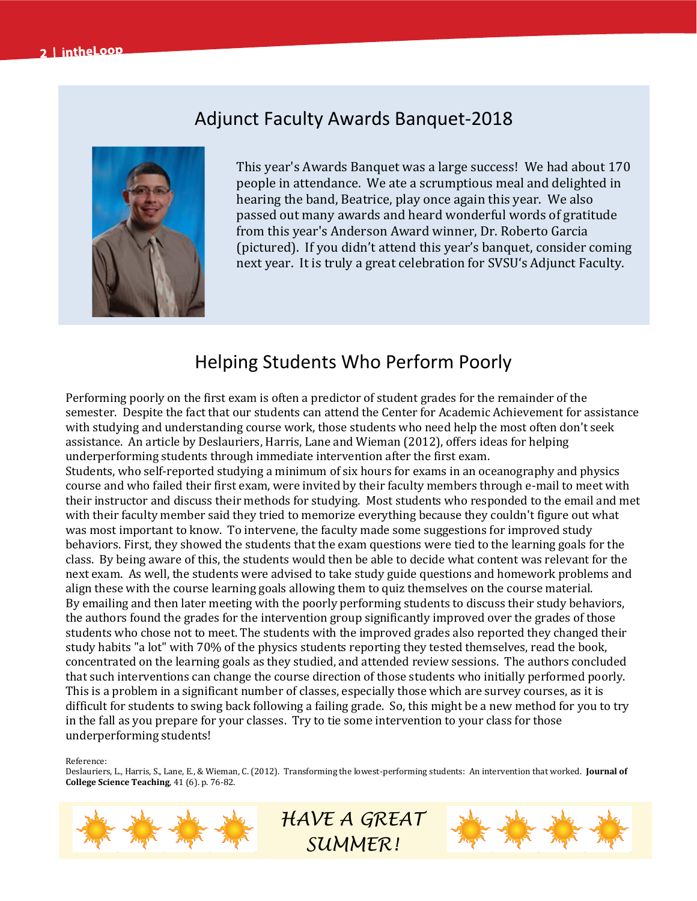## Adjunct Faculty Awards Banquet-2018

This year's Awards Banquet was a large success! We had about 170 people in attendance. We ate a scrumptious meal and delighted in hearing the band, Beatrice, play once again this year. We also passed out many awards and heard wonderful words of gratitude from this year's Anderson Award winner, Dr. Roberto Garcia (pictured). If you didn't attend this year's banquet, consider coming next year. It is truly a great celebration for SVSU's Adjunct Faculty.

## Helping Students Who Perform Poorly

Performing poorly on the first exam is often a predictor of student grades for the remainder of the semester. Despite the fact that our students can attend the Center for Academic Achievement for assistance with studying and understanding course work, those students who need help the most often don't seek assistance. An article by Deslauriers, Harris, Lane and Wieman (2012), offers ideas for helping underperforming students through immediate intervention after the first exam.

Students, who self-reported studying a minimum of six hours for exams in an oceanography and physics course and who failed their first exam, were invited by their faculty members through e-mail to meet with their instructor and discuss their methods for studying. Most students who responded to the email and met with their faculty member said they tried to memorize everything because they couldn't figure out what was most important to know. To intervene, the faculty made some suggestions for improved study behaviors. First, they showed the students that the exam questions were tied to the learning goals for the class. By being aware of this, the students would then be able to decide what content was relevant for the next exam. As well, the students were advised to take study guide questions and homework problems and align these with the course learning goals allowing them to quiz themselves on the course material.

By emailing and then later meeting with the poorly performing students to discuss their study behaviors, the authors found the grades for the intervention group significantly improved over the grades of those students who chose not to meet. The students with the improved grades also reported they changed their study habits "a lot" with 70% of the physics students reporting they tested themselves, read the book, concentrated on the learning goals as they studied, and attended review sessions. The authors concluded that such interventions can change the course direction of those students who initially performed poorly. This is a problem in a significant number of classes, especially those which are survey courses, as it is difficult for students to swing back following a failing grade. So, this might be a new method for you to try in the fall as you prepare for your classes. Try to tie some intervention to your class for those underperforming students!

Reference:
Deslauriers, L., Harris, S., Lane, E., & Wieman, C. (2012). Transforming the lowest-performing students: An intervention that worked. **Journal of College Science Teaching**, 41 (6). p. 76-82.

*HAVE A GREAT SUMMER!*